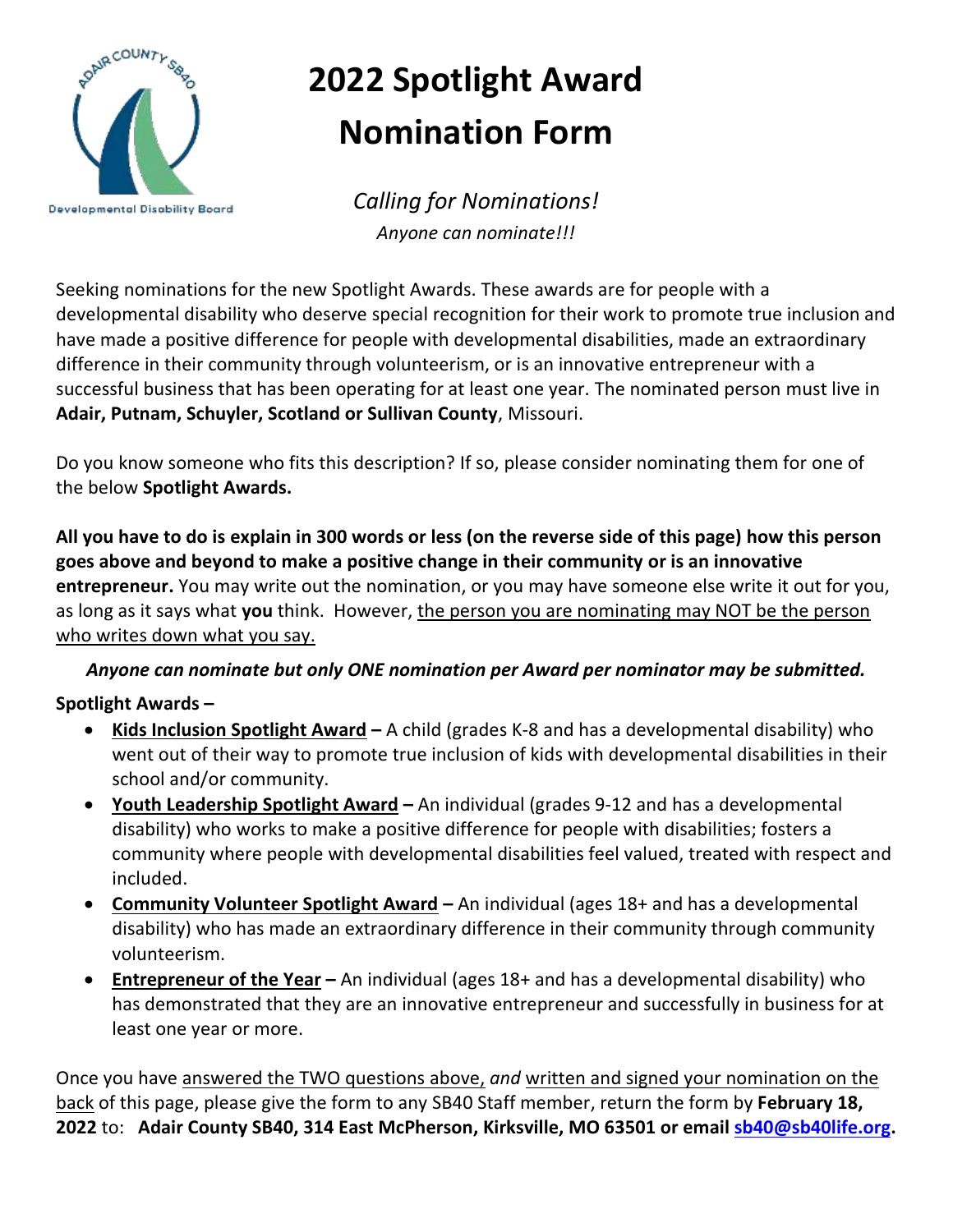# 2022 Spotlight Award Nomination Form

*Calling for Nominations!*

*Anyone can nominate!!!*

Seeking nominations for the new Spotlight Awards. These awards are for people with a developmental disability who deserve special recognition for their work to promote true inclusion and have made a positive difference for people with developmental disabilities, made an extraordinary difference in their community through volunteerism, or is an innovative entrepreneur with a successful business that has been operating for at least one year. The nominated person must live in **Adair, Putnam, Schuyler, Scotland or Sullivan County**, Missouri.

Do you know someone who fits this description? If so, please consider nominating them for one of the below **Spotlight Awards.**

**All you have to do is explain in 300 words or less (on the reverse side of this page) how this person goes above and beyond to make a positive change in their community or is an innovative entrepreneur.** You may write out the nomination, or you may have someone else write it out for you, as long as it says what **you** think. However, <u>the person you are nominating may NOT be the person who writes down what you say.</u>

***Anyone can nominate but only ONE nomination per Award per nominator may be submitted.***

**Spotlight Awards –**

- **<u>Kids Inclusion Spotlight Award</u> –** A child (grades K-8 and has a developmental disability) who went out of their way to promote true inclusion of kids with developmental disabilities in their school and/or community.
- **<u>Youth Leadership Spotlight Award</u> –** An individual (grades 9-12 and has a developmental disability) who works to make a positive difference for people with disabilities; fosters a community where people with developmental disabilities feel valued, treated with respect and included.
- **<u>Community Volunteer Spotlight Award</u> –** An individual (ages 18+ and has a developmental disability) who has made an extraordinary difference in their community through community volunteerism.
- **<u>Entrepreneur of the Year</u> –** An individual (ages 18+ and has a developmental disability) who has demonstrated that they are an innovative entrepreneur and successfully in business for at least one year or more.

Once you have <u>answered the TWO questions above,</u> *and* <u>written and signed your nomination on the back</u> of this page, please give the form to any SB40 Staff member, return the form by **February 18, 2022** to: **Adair County SB40, 314 East McPherson, Kirksville, MO 63501 or email sb40@sb40life.org.**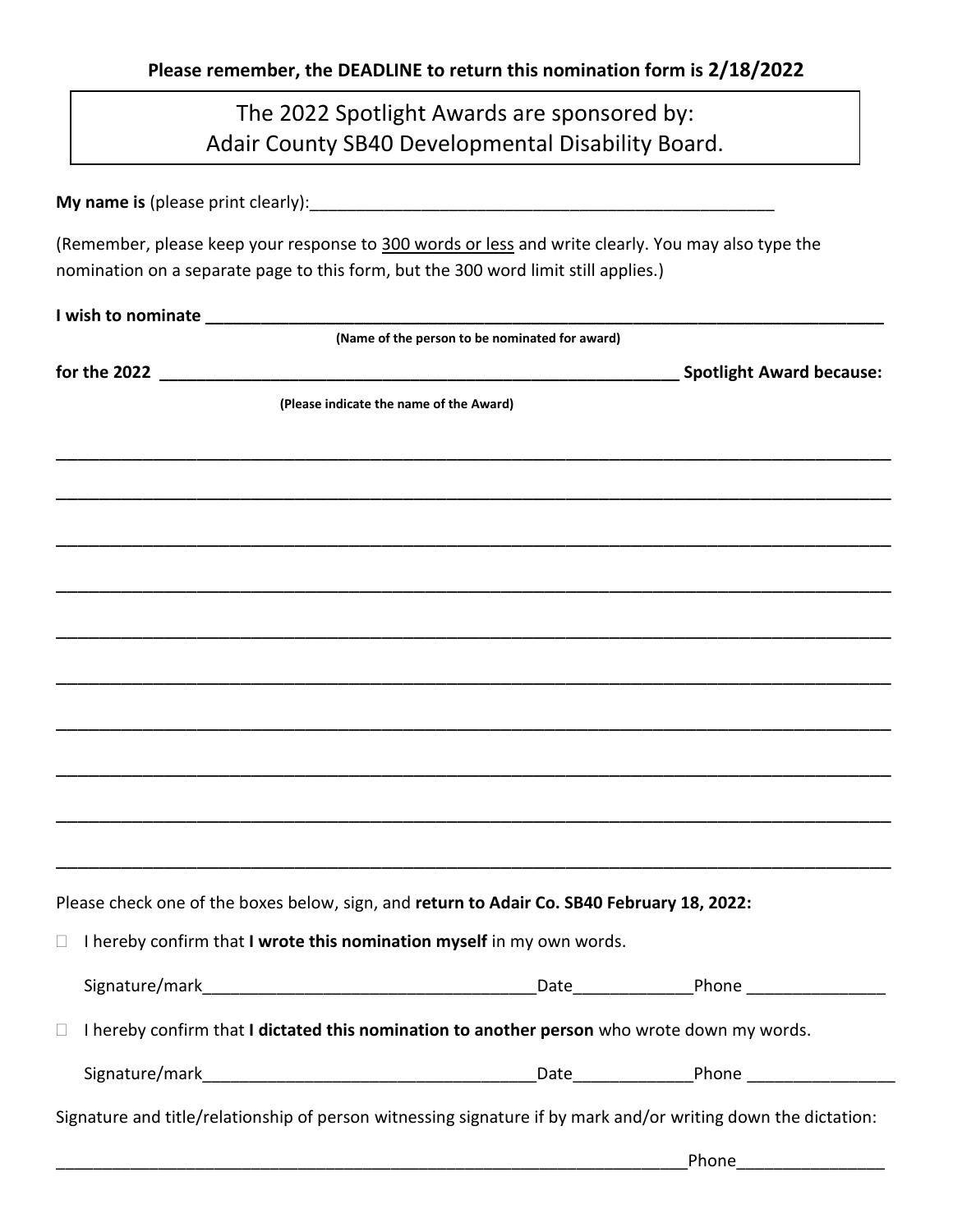**Please remember, the DEADLINE to return this nomination form is 2/18/2022**

The 2022 Spotlight Awards are sponsored by:
Adair County SB40 Developmental Disability Board.

**My name is** (please print clearly):_____________________________________________________

(Remember, please keep your response to 300 words or less and write clearly. You may also type the nomination on a separate page to this form, but the 300 word limit still applies.)

**I wish to nominate** ______________________________________________________________________________

**(Name of the person to be nominated for award)**

**for the 2022** __________________________________________________________ **Spotlight Award because:**

**(Please indicate the name of the Award)**

____________________________________________________________________________________________

____________________________________________________________________________________________

____________________________________________________________________________________________

____________________________________________________________________________________________

____________________________________________________________________________________________

____________________________________________________________________________________________

____________________________________________________________________________________________

____________________________________________________________________________________________

____________________________________________________________________________________________

____________________________________________________________________________________________

Please check one of the boxes below, sign, and **return to Adair Co. SB40 February 18, 2022:**

☐ I hereby confirm that **I wrote this nomination myself** in my own words.

Signature/mark____________________________________Date_____________Phone _______________

☐ I hereby confirm that **I dictated this nomination to another person** who wrote down my words.

Signature/mark____________________________________Date_____________Phone ________________

Signature and title/relationship of person witnessing signature if by mark and/or writing down the dictation:

_______________________________________________________________________Phone________________